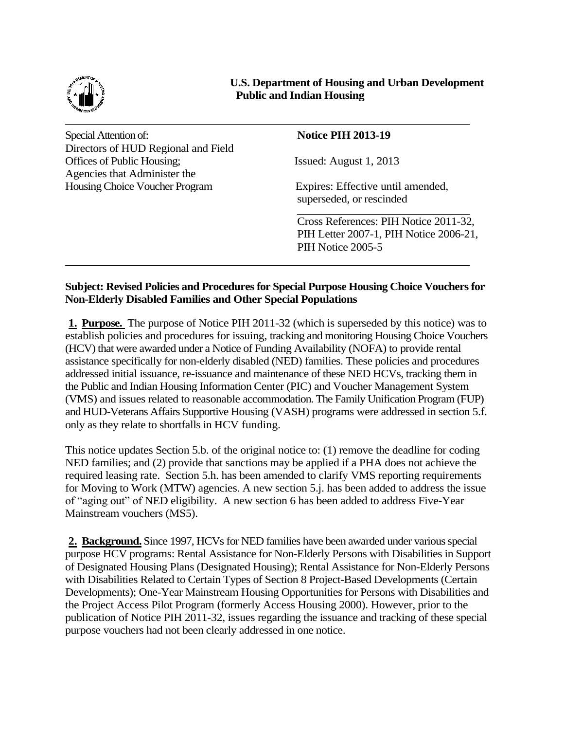**U.S. Department of Housing and Urban Development**
**Public and Indian Housing**

---

Special Attention of:
Directors of HUD Regional and Field Offices of Public Housing;
Agencies that Administer the Housing Choice Voucher Program

**Notice PIH 2013-19**

Issued: August 1, 2013

Expires: Effective until amended, superseded, or rescinded

Cross References: PIH Notice 2011-32, PIH Letter 2007-1, PIH Notice 2006-21, PIH Notice 2005-5

---

**Subject: Revised Policies and Procedures for Special Purpose Housing Choice Vouchers for Non-Elderly Disabled Families and Other Special Populations**

**1. Purpose.** The purpose of Notice PIH 2011-32 (which is superseded by this notice) was to establish policies and procedures for issuing, tracking and monitoring Housing Choice Vouchers (HCV) that were awarded under a Notice of Funding Availability (NOFA) to provide rental assistance specifically for non-elderly disabled (NED) families. These policies and procedures addressed initial issuance, re-issuance and maintenance of these NED HCVs, tracking them in the Public and Indian Housing Information Center (PIC) and Voucher Management System (VMS) and issues related to reasonable accommodation. The Family Unification Program (FUP) and HUD-Veterans Affairs Supportive Housing (VASH) programs were addressed in section 5.f. only as they relate to shortfalls in HCV funding.

This notice updates Section 5.b. of the original notice to: (1) remove the deadline for coding NED families; and (2) provide that sanctions may be applied if a PHA does not achieve the required leasing rate. Section 5.h. has been amended to clarify VMS reporting requirements for Moving to Work (MTW) agencies. A new section 5.j. has been added to address the issue of "aging out" of NED eligibility. A new section 6 has been added to address Five-Year Mainstream vouchers (MS5).

**2. Background.** Since 1997, HCVs for NED families have been awarded under various special purpose HCV programs: Rental Assistance for Non-Elderly Persons with Disabilities in Support of Designated Housing Plans (Designated Housing); Rental Assistance for Non-Elderly Persons with Disabilities Related to Certain Types of Section 8 Project-Based Developments (Certain Developments); One-Year Mainstream Housing Opportunities for Persons with Disabilities and the Project Access Pilot Program (formerly Access Housing 2000). However, prior to the publication of Notice PIH 2011-32, issues regarding the issuance and tracking of these special purpose vouchers had not been clearly addressed in one notice.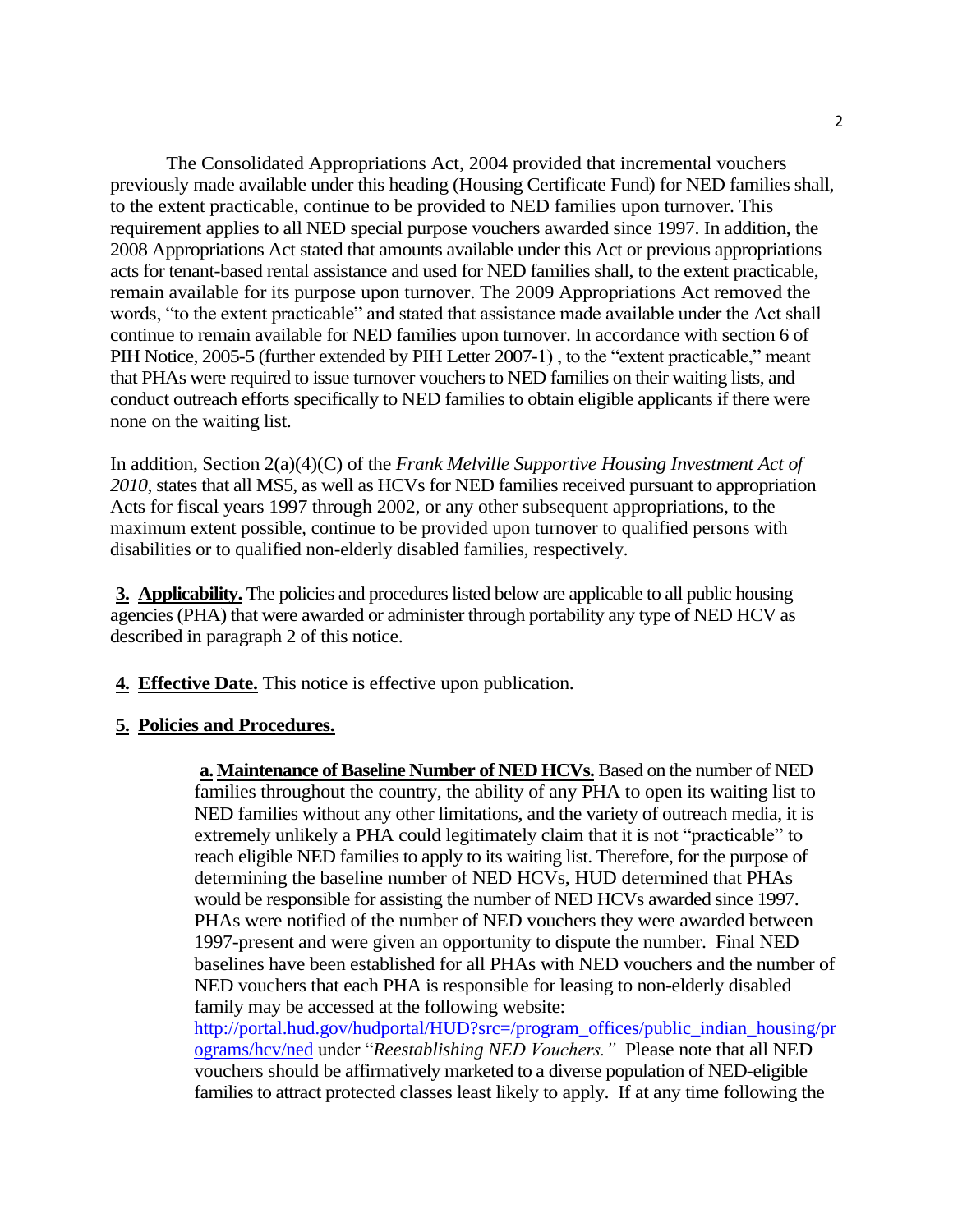The Consolidated Appropriations Act, 2004 provided that incremental vouchers previously made available under this heading (Housing Certificate Fund) for NED families shall, to the extent practicable, continue to be provided to NED families upon turnover. This requirement applies to all NED special purpose vouchers awarded since 1997. In addition, the 2008 Appropriations Act stated that amounts available under this Act or previous appropriations acts for tenant-based rental assistance and used for NED families shall, to the extent practicable, remain available for its purpose upon turnover. The 2009 Appropriations Act removed the words, "to the extent practicable" and stated that assistance made available under the Act shall continue to remain available for NED families upon turnover. In accordance with section 6 of PIH Notice, 2005-5 (further extended by PIH Letter 2007-1) , to the "extent practicable," meant that PHAs were required to issue turnover vouchers to NED families on their waiting lists, and conduct outreach efforts specifically to NED families to obtain eligible applicants if there were none on the waiting list.

In addition, Section 2(a)(4)(C) of the *Frank Melville Supportive Housing Investment Act of 2010*, states that all MS5, as well as HCVs for NED families received pursuant to appropriation Acts for fiscal years 1997 through 2002, or any other subsequent appropriations, to the maximum extent possible, continue to be provided upon turnover to qualified persons with disabilities or to qualified non-elderly disabled families, respectively.

**3. Applicability.** The policies and procedures listed below are applicable to all public housing agencies (PHA) that were awarded or administer through portability any type of NED HCV as described in paragraph 2 of this notice.

**4. Effective Date.** This notice is effective upon publication.

**5. Policies and Procedures.**

**a. Maintenance of Baseline Number of NED HCVs.** Based on the number of NED families throughout the country, the ability of any PHA to open its waiting list to NED families without any other limitations, and the variety of outreach media, it is extremely unlikely a PHA could legitimately claim that it is not "practicable" to reach eligible NED families to apply to its waiting list. Therefore, for the purpose of determining the baseline number of NED HCVs, HUD determined that PHAs would be responsible for assisting the number of NED HCVs awarded since 1997. PHAs were notified of the number of NED vouchers they were awarded between 1997-present and were given an opportunity to dispute the number. Final NED baselines have been established for all PHAs with NED vouchers and the number of NED vouchers that each PHA is responsible for leasing to non-elderly disabled family may be accessed at the following website: [http://portal.hud.gov/hudportal/HUD?src=/program_offices/public_indian_housing/programs/hcv/ned](http://portal.hud.gov/hudportal/HUD?src=/program_offices/public_indian_housing/programs/hcv/ned) under "*Reestablishing NED Vouchers.*" Please note that all NED vouchers should be affirmatively marketed to a diverse population of NED-eligible families to attract protected classes least likely to apply. If at any time following the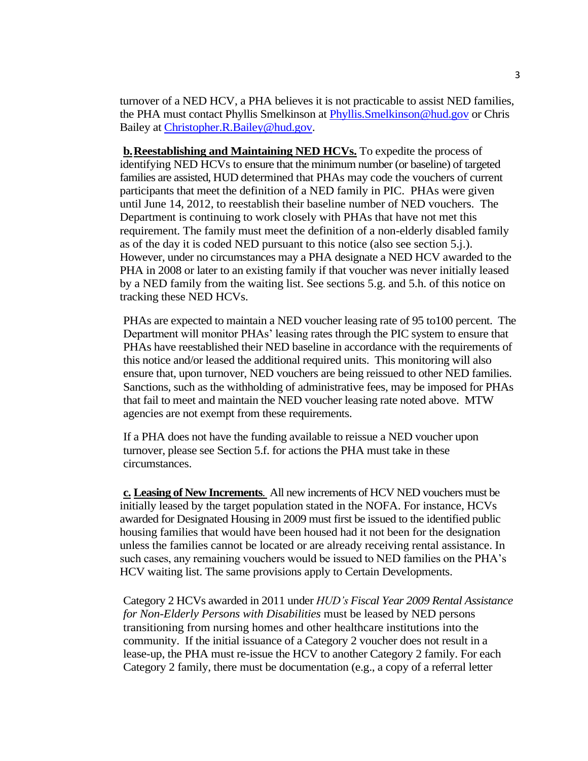turnover of a NED HCV, a PHA believes it is not practicable to assist NED families, the PHA must contact Phyllis Smelkinson at Phyllis.Smelkinson@hud.gov or Chris Bailey at Christopher.R.Bailey@hud.gov.

**b. Reestablishing and Maintaining NED HCVs.** To expedite the process of identifying NED HCVs to ensure that the minimum number (or baseline) of targeted families are assisted, HUD determined that PHAs may code the vouchers of current participants that meet the definition of a NED family in PIC. PHAs were given until June 14, 2012, to reestablish their baseline number of NED vouchers. The Department is continuing to work closely with PHAs that have not met this requirement. The family must meet the definition of a non-elderly disabled family as of the day it is coded NED pursuant to this notice (also see section 5.j.). However, under no circumstances may a PHA designate a NED HCV awarded to the PHA in 2008 or later to an existing family if that voucher was never initially leased by a NED family from the waiting list. See sections 5.g. and 5.h. of this notice on tracking these NED HCVs.

PHAs are expected to maintain a NED voucher leasing rate of 95 to100 percent. The Department will monitor PHAs' leasing rates through the PIC system to ensure that PHAs have reestablished their NED baseline in accordance with the requirements of this notice and/or leased the additional required units. This monitoring will also ensure that, upon turnover, NED vouchers are being reissued to other NED families. Sanctions, such as the withholding of administrative fees, may be imposed for PHAs that fail to meet and maintain the NED voucher leasing rate noted above. MTW agencies are not exempt from these requirements.

If a PHA does not have the funding available to reissue a NED voucher upon turnover, please see Section 5.f. for actions the PHA must take in these circumstances.

**c. Leasing of New Increments.** All new increments of HCV NED vouchers must be initially leased by the target population stated in the NOFA. For instance, HCVs awarded for Designated Housing in 2009 must first be issued to the identified public housing families that would have been housed had it not been for the designation unless the families cannot be located or are already receiving rental assistance. In such cases, any remaining vouchers would be issued to NED families on the PHA's HCV waiting list. The same provisions apply to Certain Developments.

Category 2 HCVs awarded in 2011 under *HUD's Fiscal Year 2009 Rental Assistance for Non-Elderly Persons with Disabilities* must be leased by NED persons transitioning from nursing homes and other healthcare institutions into the community. If the initial issuance of a Category 2 voucher does not result in a lease-up, the PHA must re-issue the HCV to another Category 2 family. For each Category 2 family, there must be documentation (e.g., a copy of a referral letter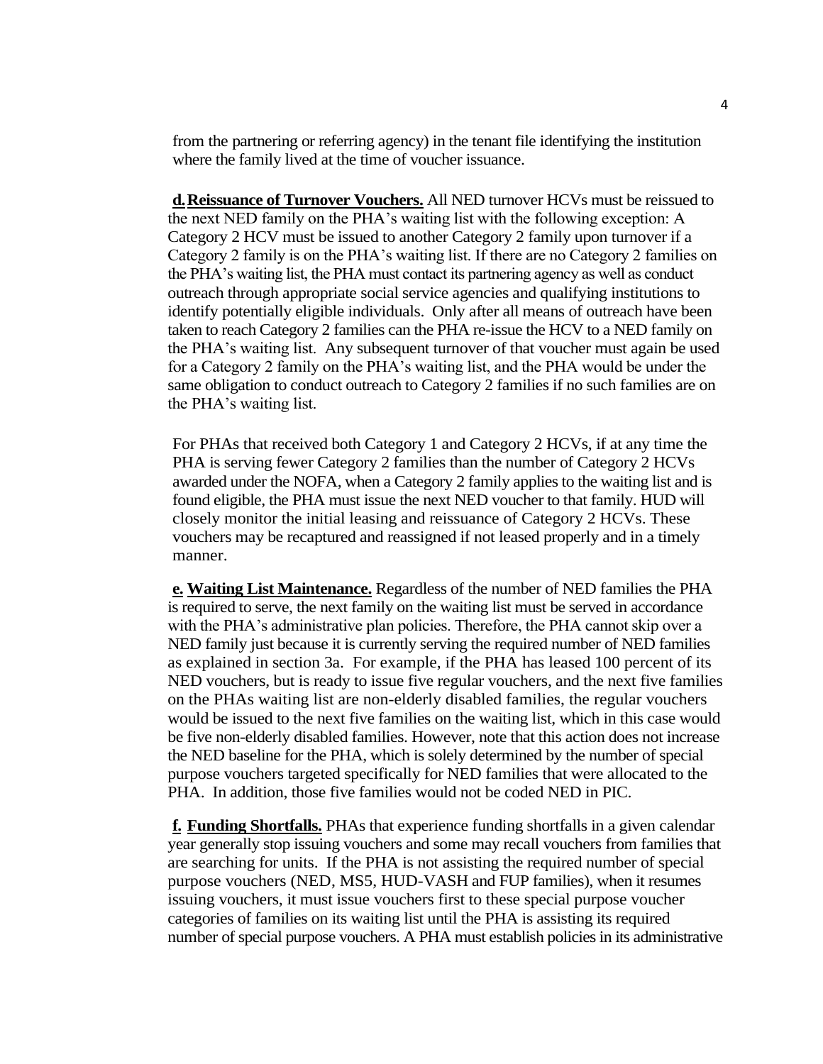from the partnering or referring agency) in the tenant file identifying the institution where the family lived at the time of voucher issuance.

**d. Reissuance of Turnover Vouchers.** All NED turnover HCVs must be reissued to the next NED family on the PHA's waiting list with the following exception: A Category 2 HCV must be issued to another Category 2 family upon turnover if a Category 2 family is on the PHA's waiting list. If there are no Category 2 families on the PHA's waiting list, the PHA must contact its partnering agency as well as conduct outreach through appropriate social service agencies and qualifying institutions to identify potentially eligible individuals. Only after all means of outreach have been taken to reach Category 2 families can the PHA re-issue the HCV to a NED family on the PHA's waiting list. Any subsequent turnover of that voucher must again be used for a Category 2 family on the PHA's waiting list, and the PHA would be under the same obligation to conduct outreach to Category 2 families if no such families are on the PHA's waiting list.

For PHAs that received both Category 1 and Category 2 HCVs, if at any time the PHA is serving fewer Category 2 families than the number of Category 2 HCVs awarded under the NOFA, when a Category 2 family applies to the waiting list and is found eligible, the PHA must issue the next NED voucher to that family. HUD will closely monitor the initial leasing and reissuance of Category 2 HCVs. These vouchers may be recaptured and reassigned if not leased properly and in a timely manner.

**e. Waiting List Maintenance.** Regardless of the number of NED families the PHA is required to serve, the next family on the waiting list must be served in accordance with the PHA's administrative plan policies. Therefore, the PHA cannot skip over a NED family just because it is currently serving the required number of NED families as explained in section 3a. For example, if the PHA has leased 100 percent of its NED vouchers, but is ready to issue five regular vouchers, and the next five families on the PHAs waiting list are non-elderly disabled families, the regular vouchers would be issued to the next five families on the waiting list, which in this case would be five non-elderly disabled families. However, note that this action does not increase the NED baseline for the PHA, which is solely determined by the number of special purpose vouchers targeted specifically for NED families that were allocated to the PHA. In addition, those five families would not be coded NED in PIC.

**f. Funding Shortfalls.** PHAs that experience funding shortfalls in a given calendar year generally stop issuing vouchers and some may recall vouchers from families that are searching for units. If the PHA is not assisting the required number of special purpose vouchers (NED, MS5, HUD-VASH and FUP families), when it resumes issuing vouchers, it must issue vouchers first to these special purpose voucher categories of families on its waiting list until the PHA is assisting its required number of special purpose vouchers. A PHA must establish policies in its administrative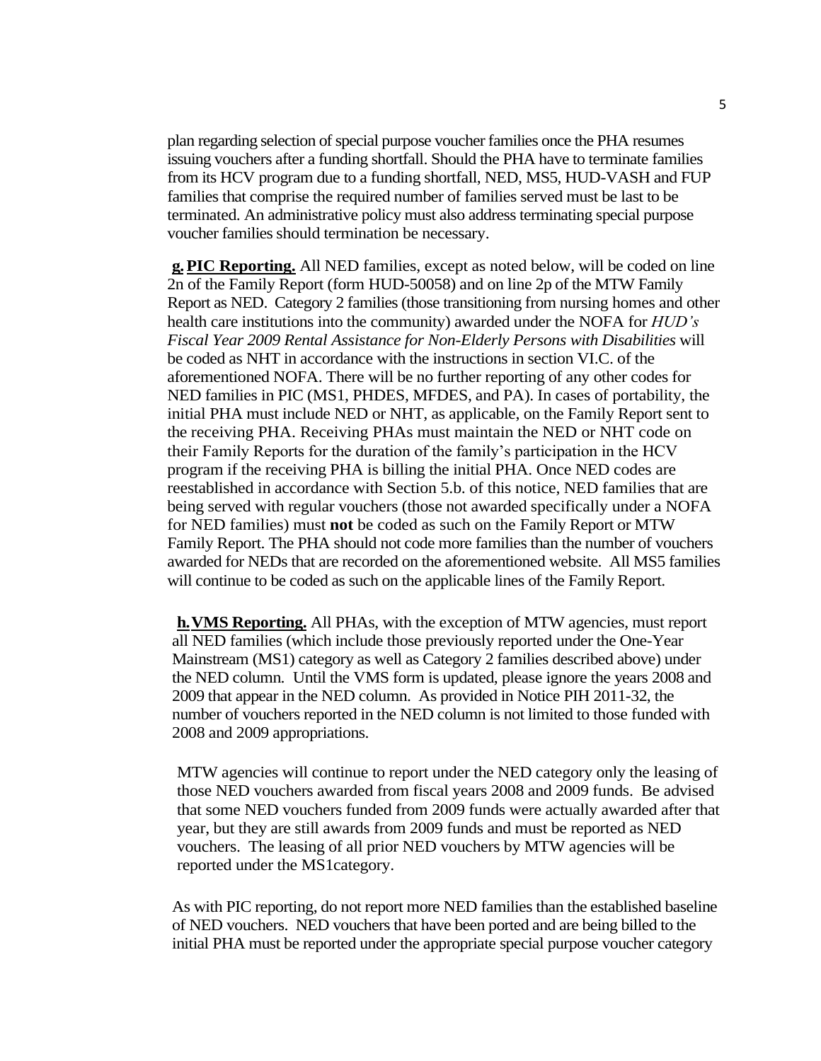plan regarding selection of special purpose voucher families once the PHA resumes issuing vouchers after a funding shortfall. Should the PHA have to terminate families from its HCV program due to a funding shortfall, NED, MS5, HUD-VASH and FUP families that comprise the required number of families served must be last to be terminated. An administrative policy must also address terminating special purpose voucher families should termination be necessary.

**g. PIC Reporting.** All NED families, except as noted below, will be coded on line 2n of the Family Report (form HUD-50058) and on line 2p of the MTW Family Report as NED. Category 2 families (those transitioning from nursing homes and other health care institutions into the community) awarded under the NOFA for *HUD's Fiscal Year 2009 Rental Assistance for Non-Elderly Persons with Disabilities* will be coded as NHT in accordance with the instructions in section VI.C. of the aforementioned NOFA. There will be no further reporting of any other codes for NED families in PIC (MS1, PHDES, MFDES, and PA). In cases of portability, the initial PHA must include NED or NHT, as applicable, on the Family Report sent to the receiving PHA. Receiving PHAs must maintain the NED or NHT code on their Family Reports for the duration of the family's participation in the HCV program if the receiving PHA is billing the initial PHA. Once NED codes are reestablished in accordance with Section 5.b. of this notice, NED families that are being served with regular vouchers (those not awarded specifically under a NOFA for NED families) must **not** be coded as such on the Family Report or MTW Family Report. The PHA should not code more families than the number of vouchers awarded for NEDs that are recorded on the aforementioned website. All MS5 families will continue to be coded as such on the applicable lines of the Family Report.

**h. VMS Reporting.** All PHAs, with the exception of MTW agencies, must report all NED families (which include those previously reported under the One-Year Mainstream (MS1) category as well as Category 2 families described above) under the NED column. Until the VMS form is updated, please ignore the years 2008 and 2009 that appear in the NED column. As provided in Notice PIH 2011-32, the number of vouchers reported in the NED column is not limited to those funded with 2008 and 2009 appropriations.

MTW agencies will continue to report under the NED category only the leasing of those NED vouchers awarded from fiscal years 2008 and 2009 funds. Be advised that some NED vouchers funded from 2009 funds were actually awarded after that year, but they are still awards from 2009 funds and must be reported as NED vouchers. The leasing of all prior NED vouchers by MTW agencies will be reported under the MS1category.

As with PIC reporting, do not report more NED families than the established baseline of NED vouchers. NED vouchers that have been ported and are being billed to the initial PHA must be reported under the appropriate special purpose voucher category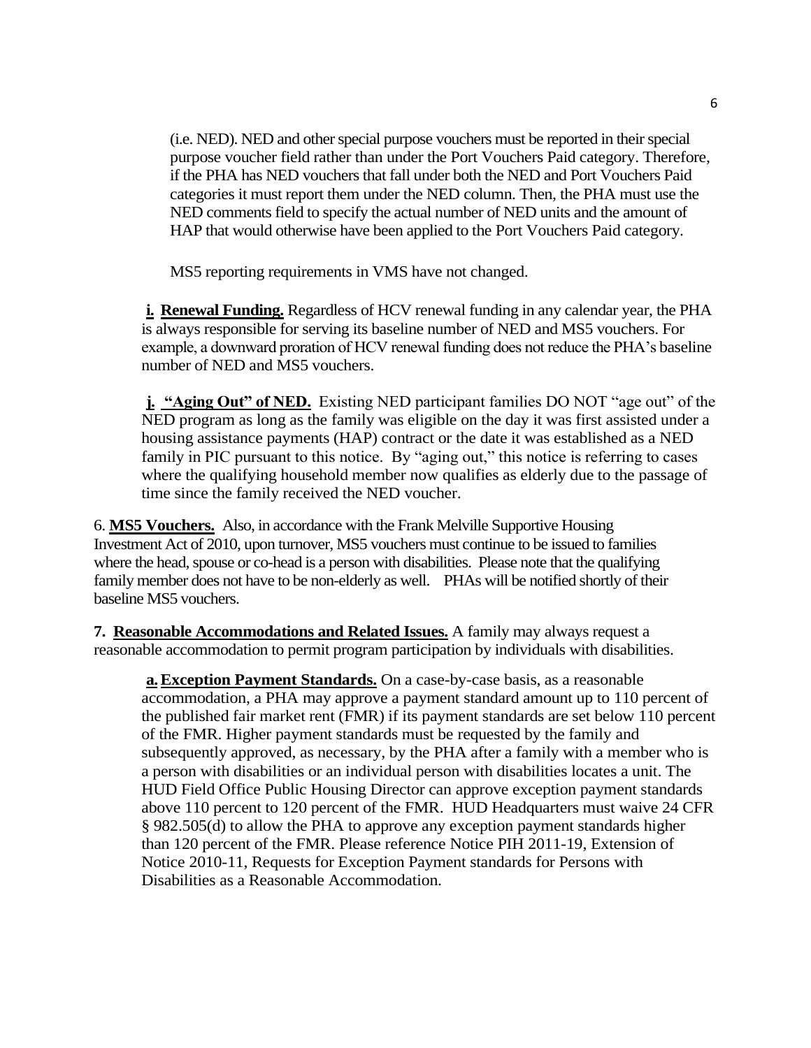(i.e. NED). NED and other special purpose vouchers must be reported in their special purpose voucher field rather than under the Port Vouchers Paid category. Therefore, if the PHA has NED vouchers that fall under both the NED and Port Vouchers Paid categories it must report them under the NED column. Then, the PHA must use the NED comments field to specify the actual number of NED units and the amount of HAP that would otherwise have been applied to the Port Vouchers Paid category.

MS5 reporting requirements in VMS have not changed.

**i. Renewal Funding.** Regardless of HCV renewal funding in any calendar year, the PHA is always responsible for serving its baseline number of NED and MS5 vouchers. For example, a downward proration of HCV renewal funding does not reduce the PHA's baseline number of NED and MS5 vouchers.

**j. "Aging Out" of NED.** Existing NED participant families DO NOT "age out" of the NED program as long as the family was eligible on the day it was first assisted under a housing assistance payments (HAP) contract or the date it was established as a NED family in PIC pursuant to this notice. By "aging out," this notice is referring to cases where the qualifying household member now qualifies as elderly due to the passage of time since the family received the NED voucher.

6. **MS5 Vouchers.** Also, in accordance with the Frank Melville Supportive Housing Investment Act of 2010, upon turnover, MS5 vouchers must continue to be issued to families where the head, spouse or co-head is a person with disabilities. Please note that the qualifying family member does not have to be non-elderly as well. PHAs will be notified shortly of their baseline MS5 vouchers.

**7. Reasonable Accommodations and Related Issues.** A family may always request a reasonable accommodation to permit program participation by individuals with disabilities.

**a. Exception Payment Standards.** On a case-by-case basis, as a reasonable accommodation, a PHA may approve a payment standard amount up to 110 percent of the published fair market rent (FMR) if its payment standards are set below 110 percent of the FMR. Higher payment standards must be requested by the family and subsequently approved, as necessary, by the PHA after a family with a member who is a person with disabilities or an individual person with disabilities locates a unit. The HUD Field Office Public Housing Director can approve exception payment standards above 110 percent to 120 percent of the FMR. HUD Headquarters must waive 24 CFR § 982.505(d) to allow the PHA to approve any exception payment standards higher than 120 percent of the FMR. Please reference Notice PIH 2011-19, Extension of Notice 2010-11, Requests for Exception Payment standards for Persons with Disabilities as a Reasonable Accommodation.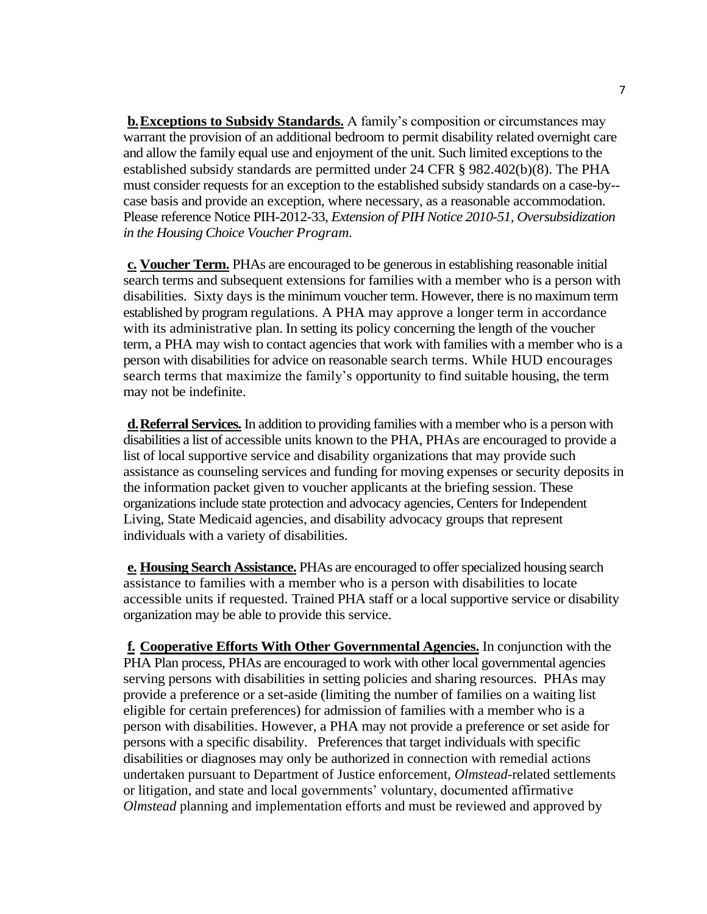**b. Exceptions to Subsidy Standards.** A family's composition or circumstances may warrant the provision of an additional bedroom to permit disability related overnight care and allow the family equal use and enjoyment of the unit. Such limited exceptions to the established subsidy standards are permitted under 24 CFR § 982.402(b)(8). The PHA must consider requests for an exception to the established subsidy standards on a case-by--case basis and provide an exception, where necessary, as a reasonable accommodation. Please reference Notice PIH-2012-33, *Extension of PIH Notice 2010-51, Oversubsidization in the Housing Choice Voucher Program*.

**c. Voucher Term.** PHAs are encouraged to be generous in establishing reasonable initial search terms and subsequent extensions for families with a member who is a person with disabilities. Sixty days is the minimum voucher term. However, there is no maximum term established by program regulations. A PHA may approve a longer term in accordance with its administrative plan. In setting its policy concerning the length of the voucher term, a PHA may wish to contact agencies that work with families with a member who is a person with disabilities for advice on reasonable search terms. While HUD encourages search terms that maximize the family's opportunity to find suitable housing, the term may not be indefinite.

**d. Referral Services.** In addition to providing families with a member who is a person with disabilities a list of accessible units known to the PHA, PHAs are encouraged to provide a list of local supportive service and disability organizations that may provide such assistance as counseling services and funding for moving expenses or security deposits in the information packet given to voucher applicants at the briefing session. These organizations include state protection and advocacy agencies, Centers for Independent Living, State Medicaid agencies, and disability advocacy groups that represent individuals with a variety of disabilities.

**e. Housing Search Assistance.** PHAs are encouraged to offer specialized housing search assistance to families with a member who is a person with disabilities to locate accessible units if requested. Trained PHA staff or a local supportive service or disability organization may be able to provide this service.

**f. Cooperative Efforts With Other Governmental Agencies.** In conjunction with the PHA Plan process, PHAs are encouraged to work with other local governmental agencies serving persons with disabilities in setting policies and sharing resources. PHAs may provide a preference or a set-aside (limiting the number of families on a waiting list eligible for certain preferences) for admission of families with a member who is a person with disabilities. However, a PHA may not provide a preference or set aside for persons with a specific disability. Preferences that target individuals with specific disabilities or diagnoses may only be authorized in connection with remedial actions undertaken pursuant to Department of Justice enforcement, *Olmstead*-related settlements or litigation, and state and local governments' voluntary, documented affirmative *Olmstead* planning and implementation efforts and must be reviewed and approved by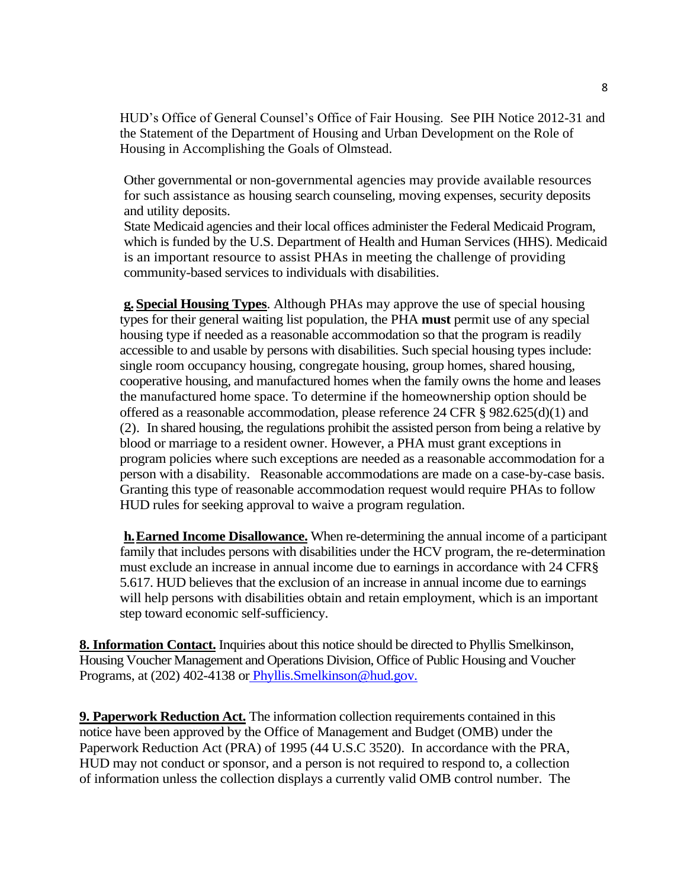HUD's Office of General Counsel's Office of Fair Housing. See PIH Notice 2012-31 and the Statement of the Department of Housing and Urban Development on the Role of Housing in Accomplishing the Goals of Olmstead.

Other governmental or non-governmental agencies may provide available resources for such assistance as housing search counseling, moving expenses, security deposits and utility deposits.

State Medicaid agencies and their local offices administer the Federal Medicaid Program, which is funded by the U.S. Department of Health and Human Services (HHS). Medicaid is an important resource to assist PHAs in meeting the challenge of providing community-based services to individuals with disabilities.

**g. Special Housing Types**. Although PHAs may approve the use of special housing types for their general waiting list population, the PHA **must** permit use of any special housing type if needed as a reasonable accommodation so that the program is readily accessible to and usable by persons with disabilities. Such special housing types include: single room occupancy housing, congregate housing, group homes, shared housing, cooperative housing, and manufactured homes when the family owns the home and leases the manufactured home space. To determine if the homeownership option should be offered as a reasonable accommodation, please reference 24 CFR § 982.625(d)(1) and (2). In shared housing, the regulations prohibit the assisted person from being a relative by blood or marriage to a resident owner. However, a PHA must grant exceptions in program policies where such exceptions are needed as a reasonable accommodation for a person with a disability. Reasonable accommodations are made on a case-by-case basis. Granting this type of reasonable accommodation request would require PHAs to follow HUD rules for seeking approval to waive a program regulation.

**h. Earned Income Disallowance.** When re-determining the annual income of a participant family that includes persons with disabilities under the HCV program, the re-determination must exclude an increase in annual income due to earnings in accordance with 24 CFR§ 5.617. HUD believes that the exclusion of an increase in annual income due to earnings will help persons with disabilities obtain and retain employment, which is an important step toward economic self-sufficiency.

**8. Information Contact.** Inquiries about this notice should be directed to Phyllis Smelkinson, Housing Voucher Management and Operations Division, Office of Public Housing and Voucher Programs, at (202) 402-4138 or Phyllis.Smelkinson@hud.gov.

**9. Paperwork Reduction Act.** The information collection requirements contained in this notice have been approved by the Office of Management and Budget (OMB) under the Paperwork Reduction Act (PRA) of 1995 (44 U.S.C 3520). In accordance with the PRA, HUD may not conduct or sponsor, and a person is not required to respond to, a collection of information unless the collection displays a currently valid OMB control number. The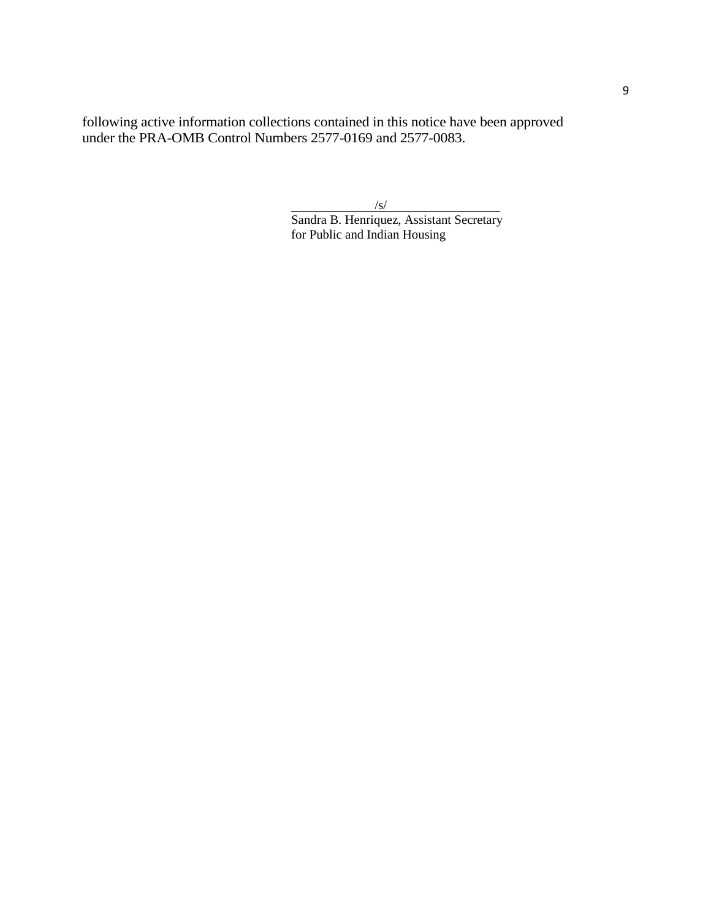following active information collections contained in this notice have been approved under the PRA-OMB Control Numbers 2577-0169 and 2577-0083.

/s/

Sandra B. Henriquez, Assistant Secretary
for Public and Indian Housing